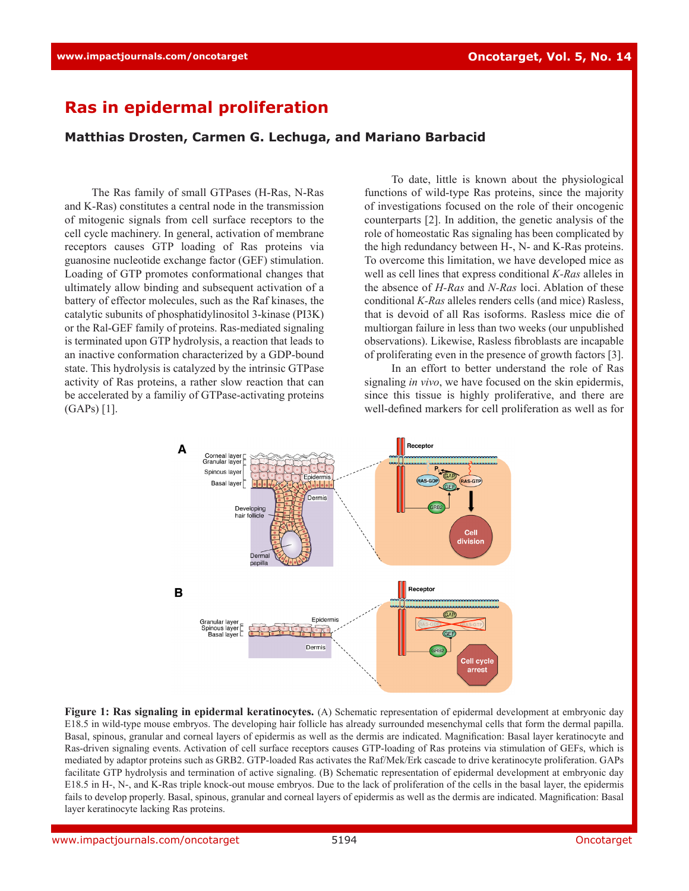# Ras in epidermal proliferation

**Matthias Drosten, Carmen G. Lechuga, and Mariano Barbacid**

The Ras family of small GTPases (H-Ras, N-Ras and K-Ras) constitutes a central node in the transmission of mitogenic signals from cell surface receptors to the cell cycle machinery. In general, activation of membrane receptors causes GTP loading of Ras proteins via guanosine nucleotide exchange factor (GEF) stimulation. Loading of GTP promotes conformational changes that ultimately allow binding and subsequent activation of a battery of effector molecules, such as the Raf kinases, the catalytic subunits of phosphatidylinositol 3-kinase (PI3K) or the Ral-GEF family of proteins. Ras-mediated signaling is terminated upon GTP hydrolysis, a reaction that leads to an inactive conformation characterized by a GDP-bound state. This hydrolysis is catalyzed by the intrinsic GTPase activity of Ras proteins, a rather slow reaction that can be accelerated by a familiy of GTPase-activating proteins (GAPs) [1].

To date, little is known about the physiological functions of wild-type Ras proteins, since the majority of investigations focused on the role of their oncogenic counterparts [2]. In addition, the genetic analysis of the role of homeostatic Ras signaling has been complicated by the high redundancy between H-, N- and K-Ras proteins. To overcome this limitation, we have developed mice as well as cell lines that express conditional *K-Ras* alleles in the absence of *H-Ras* and *N-Ras* loci. Ablation of these conditional *K-Ras* alleles renders cells (and mice) Rasless, that is devoid of all Ras isoforms. Rasless mice die of multiorgan failure in less than two weeks (our unpublished observations). Likewise, Rasless fibroblasts are incapable of proliferating even in the presence of growth factors [3].

In an effort to better understand the role of Ras signaling *in vivo*, we have focused on the skin epidermis, since this tissue is highly proliferative, and there are well-defined markers for cell proliferation as well as for

**Figure 1: Ras signaling in epidermal keratinocytes.** (A) Schematic representation of epidermal development at embryonic day E18.5 in wild-type mouse embryos. The developing hair follicle has already surrounded mesenchymal cells that form the dermal papilla. Basal, spinous, granular and corneal layers of epidermis as well as the dermis are indicated. Magnification: Basal layer keratinocyte and Ras-driven signaling events. Activation of cell surface receptors causes GTP-loading of Ras proteins via stimulation of GEFs, which is mediated by adaptor proteins such as GRB2. GTP-loaded Ras activates the Raf/Mek/Erk cascade to drive keratinocyte proliferation. GAPs facilitate GTP hydrolysis and termination of active signaling. (B) Schematic representation of epidermal development at embryonic day E18.5 in H-, N-, and K-Ras triple knock-out mouse embryos. Due to the lack of proliferation of the cells in the basal layer, the epidermis fails to develop properly. Basal, spinous, granular and corneal layers of epidermis as well as the dermis are indicated. Magnification: Basal layer keratinocyte lacking Ras proteins.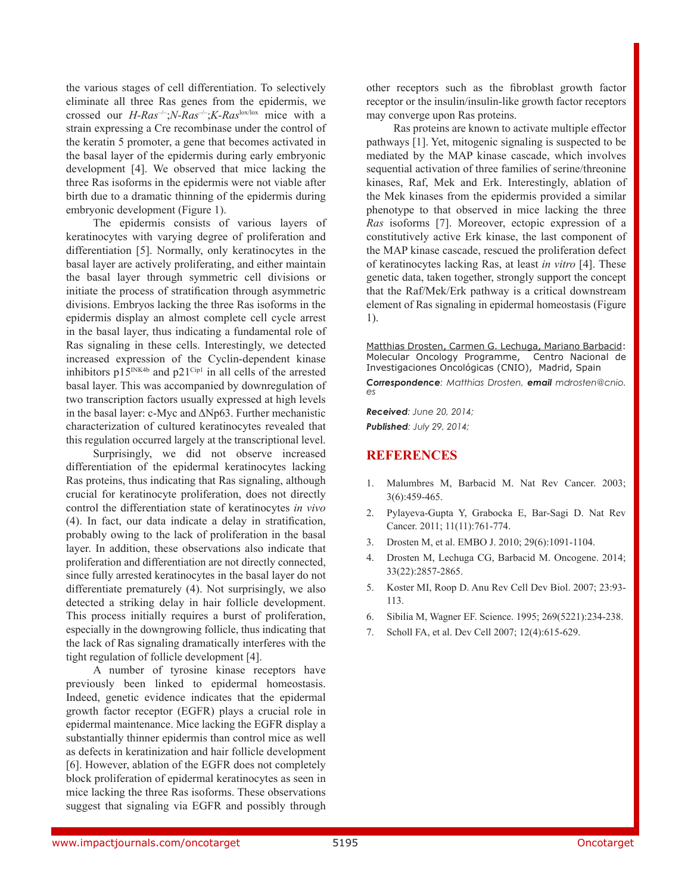the various stages of cell differentiation. To selectively eliminate all three Ras genes from the epidermis, we crossed our *H-Ras*$^{-/-}$;*N-Ras*$^{-/-}$;*K-Ras*$^{lox/lox}$ mice with a strain expressing a Cre recombinase under the control of the keratin 5 promoter, a gene that becomes activated in the basal layer of the epidermis during early embryonic development [4]. We observed that mice lacking the three Ras isoforms in the epidermis were not viable after birth due to a dramatic thinning of the epidermis during embryonic development (Figure 1).

The epidermis consists of various layers of keratinocytes with varying degree of proliferation and differentiation [5]. Normally, only keratinocytes in the basal layer are actively proliferating, and either maintain the basal layer through symmetric cell divisions or initiate the process of stratification through asymmetric divisions. Embryos lacking the three Ras isoforms in the epidermis display an almost complete cell cycle arrest in the basal layer, thus indicating a fundamental role of Ras signaling in these cells. Interestingly, we detected increased expression of the Cyclin-dependent kinase inhibitors $p15^{INK4b}$ and $p21^{Cip1}$ in all cells of the arrested basal layer. This was accompanied by downregulation of two transcription factors usually expressed at high levels in the basal layer: c-Myc and ΔNp63. Further mechanistic characterization of cultured keratinocytes revealed that this regulation occurred largely at the transcriptional level.

Surprisingly, we did not observe increased differentiation of the epidermal keratinocytes lacking Ras proteins, thus indicating that Ras signaling, although crucial for keratinocyte proliferation, does not directly control the differentiation state of keratinocytes *in vivo* (4). In fact, our data indicate a delay in stratification, probably owing to the lack of proliferation in the basal layer. In addition, these observations also indicate that proliferation and differentiation are not directly connected, since fully arrested keratinocytes in the basal layer do not differentiate prematurely (4). Not surprisingly, we also detected a striking delay in hair follicle development. This process initially requires a burst of proliferation, especially in the downgrowing follicle, thus indicating that the lack of Ras signaling dramatically interferes with the tight regulation of follicle development [4].

A number of tyrosine kinase receptors have previously been linked to epidermal homeostasis. Indeed, genetic evidence indicates that the epidermal growth factor receptor (EGFR) plays a crucial role in epidermal maintenance. Mice lacking the EGFR display a substantially thinner epidermis than control mice as well as defects in keratinization and hair follicle development [6]. However, ablation of the EGFR does not completely block proliferation of epidermal keratinocytes as seen in mice lacking the three Ras isoforms. These observations suggest that signaling via EGFR and possibly through other receptors such as the fibroblast growth factor receptor or the insulin/insulin-like growth factor receptors may converge upon Ras proteins.

Ras proteins are known to activate multiple effector pathways [1]. Yet, mitogenic signaling is suspected to be mediated by the MAP kinase cascade, which involves sequential activation of three families of serine/threonine kinases, Raf, Mek and Erk. Interestingly, ablation of the Mek kinases from the epidermis provided a similar phenotype to that observed in mice lacking the three *Ras* isoforms [7]. Moreover, ectopic expression of a constitutively active Erk kinase, the last component of the MAP kinase cascade, rescued the proliferation defect of keratinocytes lacking Ras, at least *in vitro* [4]. These genetic data, taken together, strongly support the concept that the Raf/Mek/Erk pathway is a critical downstream element of Ras signaling in epidermal homeostasis (Figure 1).

Matthias Drosten, Carmen G. Lechuga, Mariano Barbacid: Molecular Oncology Programme, Centro Nacional de Investigaciones Oncológicas (CNIO), Madrid, Spain

***Correspondence**: Matthias Drosten, **email** mdrosten@cnio.es*

***Received**: June 20, 2014;*

***Published**: July 29, 2014;*

## REFERENCES

1. Malumbres M, Barbacid M. Nat Rev Cancer. 2003; 3(6):459-465.
2. Pylayeva-Gupta Y, Grabocka E, Bar-Sagi D. Nat Rev Cancer. 2011; 11(11):761-774.
3. Drosten M, et al. EMBO J. 2010; 29(6):1091-1104.
4. Drosten M, Lechuga CG, Barbacid M. Oncogene. 2014; 33(22):2857-2865.
5. Koster MI, Roop D. Anu Rev Cell Dev Biol. 2007; 23:93-113.
6. Sibilia M, Wagner EF. Science. 1995; 269(5221):234-238.
7. Scholl FA, et al. Dev Cell 2007; 12(4):615-629.